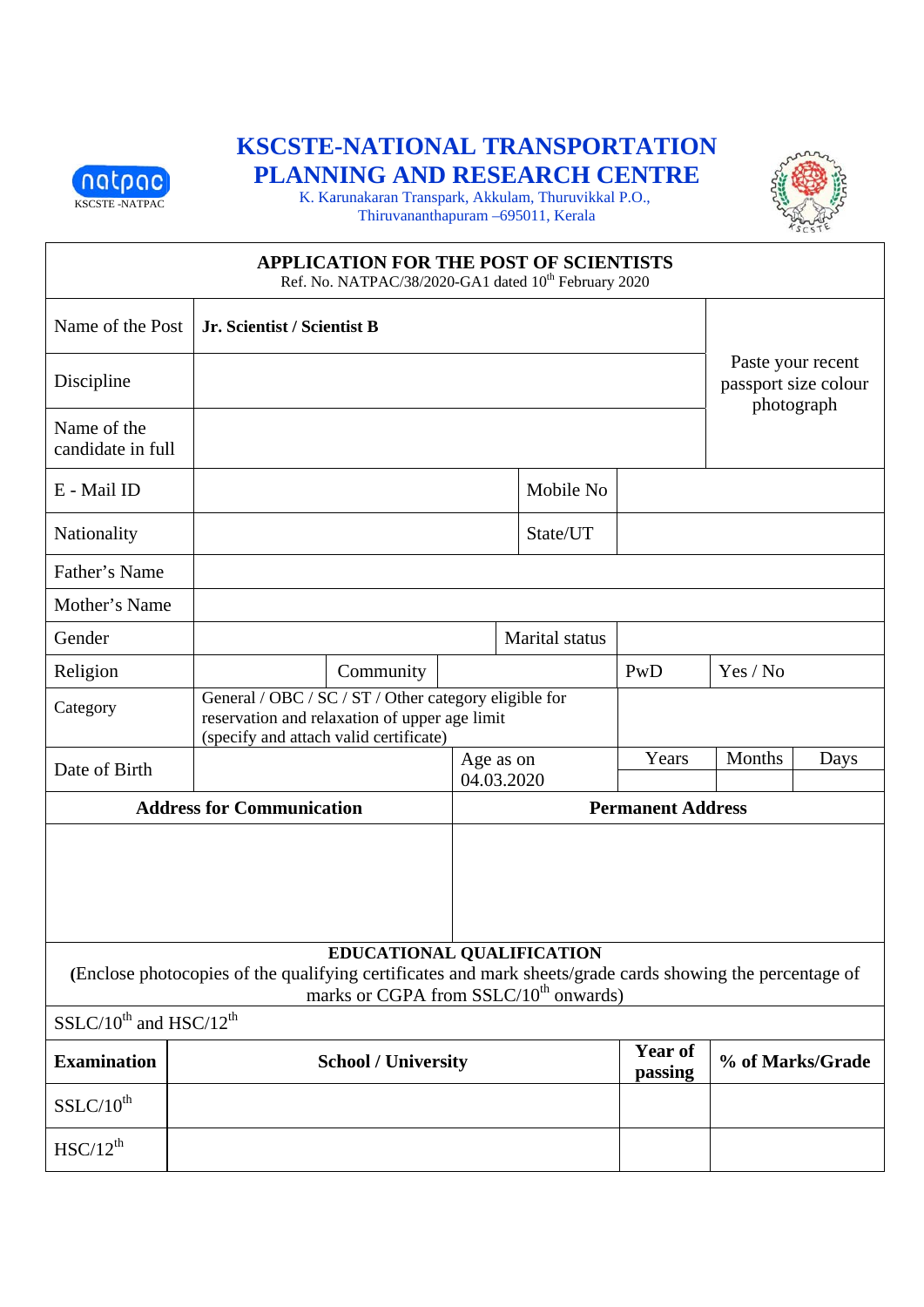# KSCSTE-NATIONAL TRANSPORTATION PLANNING AND RESEARCH CENTRE

natpac
KSCSTE -NATPAC

K. Karunakaran Transpark, Akkulam, Thuruvikkal P.O., Thiruvananthapuram –695011, Kerala

## APPLICATION FOR THE POST OF SCIENTISTS

Ref. No. NATPAC/38/2020-GA1 dated 10th February 2020

| | | | | | | | |
|---|---|---|---|---|---|---|---|
| Name of the Post | **Jr. Scientist / Scientist B** | | | | | | Paste your recent passport size colour photograph |
| Discipline | | | | | | | |
| Name of the candidate in full | | | | | | | |
| E - Mail ID | | | | Mobile No | | | |
| Nationality | | | | State/UT | | | |
| Father's Name | | | | | | | |
| Mother's Name | | | | | | | |
| Gender | | | | Marital status | | | |
| Religion | | Community | | | PwD | Yes / No | |
| Category | General / OBC / SC / ST / Other category eligible for reservation and relaxation of upper age limit (specify and attach valid certificate) | | | | | | |
| Date of Birth | | | Age as on 04.03.2020 | | Years | Months | Days |
| | | | | | | | |

| **Address for Communication** | **Permanent Address** |
|---|---|
| | |

## EDUCATIONAL QUALIFICATION

(Enclose photocopies of the qualifying certificates and mark sheets/grade cards showing the percentage of marks or CGPA from SSLC/10th onwards)

SSLC/10th and HSC/12th

| **Examination** | **School / University** | **Year of passing** | **% of Marks/Grade** |
|---|---|---|---|
| SSLC/10th | | | |
| HSC/12th | | | |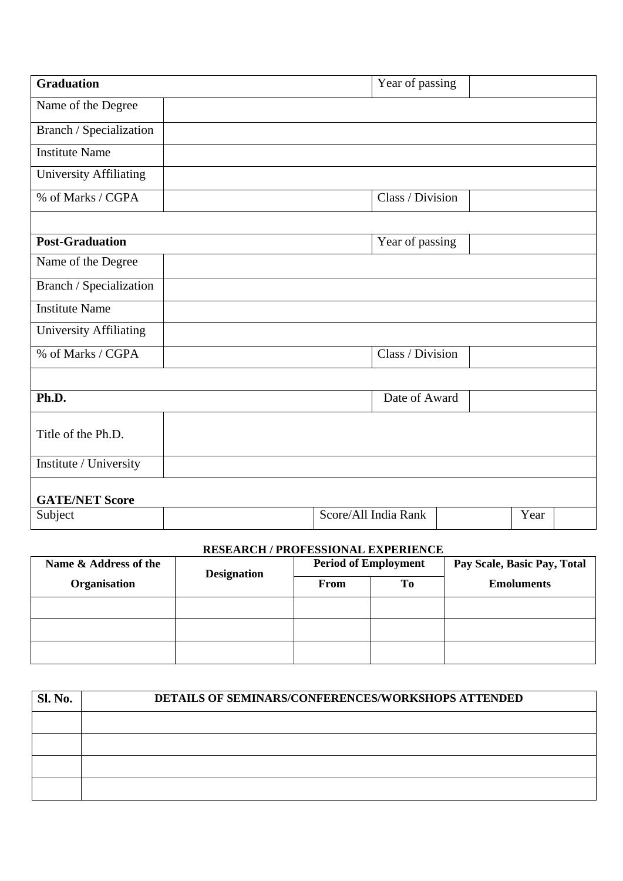| Graduation | | Year of passing | |
|---|---|---|---|
| Name of the Degree | | | |
| Branch / Specialization | | | |
| Institute Name | | | |
| University Affiliating | | | |
| % of Marks / CGPA | | Class / Division | |

| Post-Graduation | | Year of passing | |
|---|---|---|---|
| Name of the Degree | | | |
| Branch / Specialization | | | |
| Institute Name | | | |
| University Affiliating | | | |
| % of Marks / CGPA | | Class / Division | |

| Ph.D. | | Date of Award | |
|---|---|---|---|
| Title of the Ph.D. | | | |
| Institute / University | | | |

**GATE/NET Score**

| Subject | | Score/All India Rank | | Year | |
|---|---|---|---|---|---|

**RESEARCH / PROFESSIONAL EXPERIENCE**

| Name & Address of the Organisation | Designation | Period of Employment | | Pay Scale, Basic Pay, Total Emoluments |
|---|---|---|---|---|
| | | From | To | |
| | | | | |
| | | | | |
| | | | | |

| Sl. No. | DETAILS OF SEMINARS/CONFERENCES/WORKSHOPS ATTENDED |
|---|---|
| | |
| | |
| | |
| | |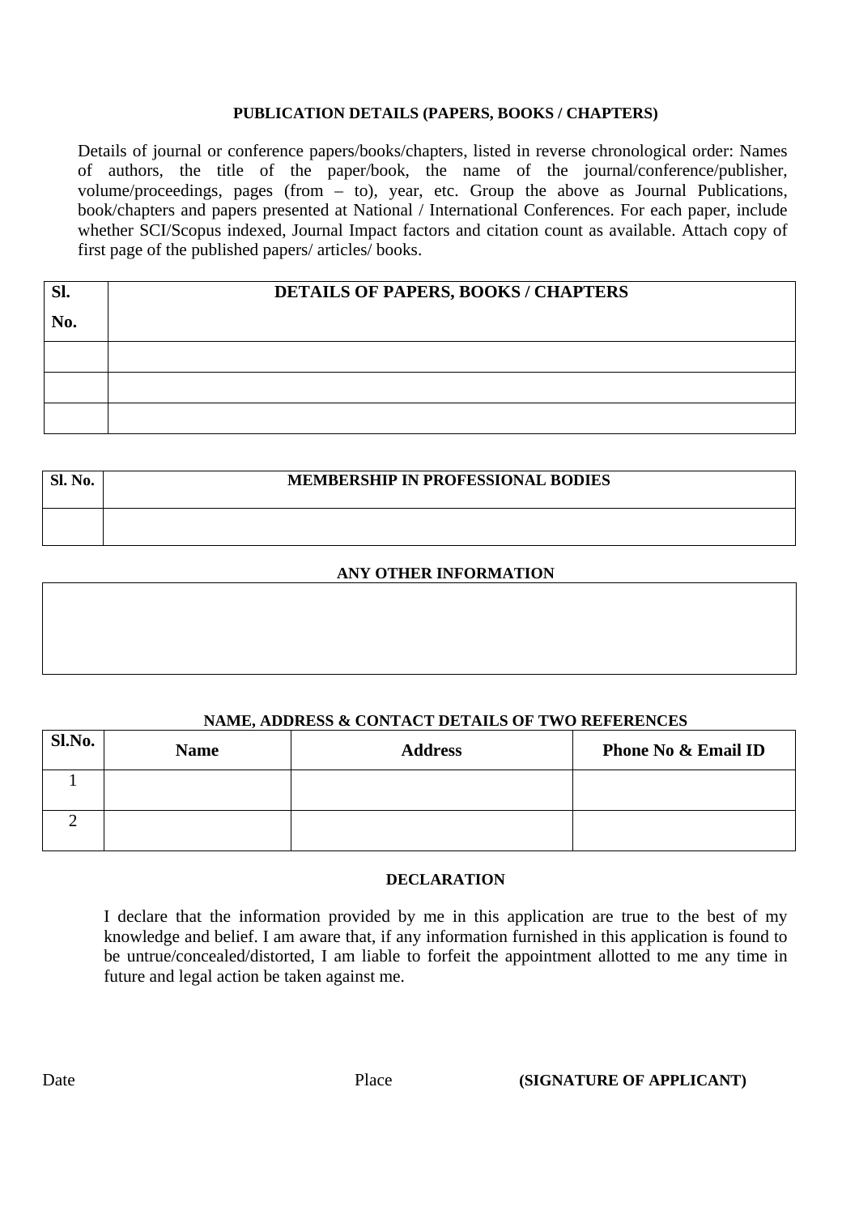**PUBLICATION DETAILS (PAPERS, BOOKS / CHAPTERS)**

Details of journal or conference papers/books/chapters, listed in reverse chronological order: Names of authors, the title of the paper/book, the name of the journal/conference/publisher, volume/proceedings, pages (from – to), year, etc. Group the above as Journal Publications, book/chapters and papers presented at National / International Conferences. For each paper, include whether SCI/Scopus indexed, Journal Impact factors and citation count as available. Attach copy of first page of the published papers/ articles/ books.

| Sl. No. | DETAILS OF PAPERS, BOOKS / CHAPTERS |
|---|---|
| | |
| | |
| | |

| Sl. No. | MEMBERSHIP IN PROFESSIONAL BODIES |
|---|---|
| | |

**ANY OTHER INFORMATION**

| |
|---|
| |

**NAME, ADDRESS & CONTACT DETAILS OF TWO REFERENCES**

| Sl.No. | Name | Address | Phone No & Email ID |
|---|---|---|---|
| 1 | | | |
| 2 | | | |

**DECLARATION**

I declare that the information provided by me in this application are true to the best of my knowledge and belief. I am aware that, if any information furnished in this application is found to be untrue/concealed/distorted, I am liable to forfeit the appointment allotted to me any time in future and legal action be taken against me.

Date Place **(SIGNATURE OF APPLICANT)**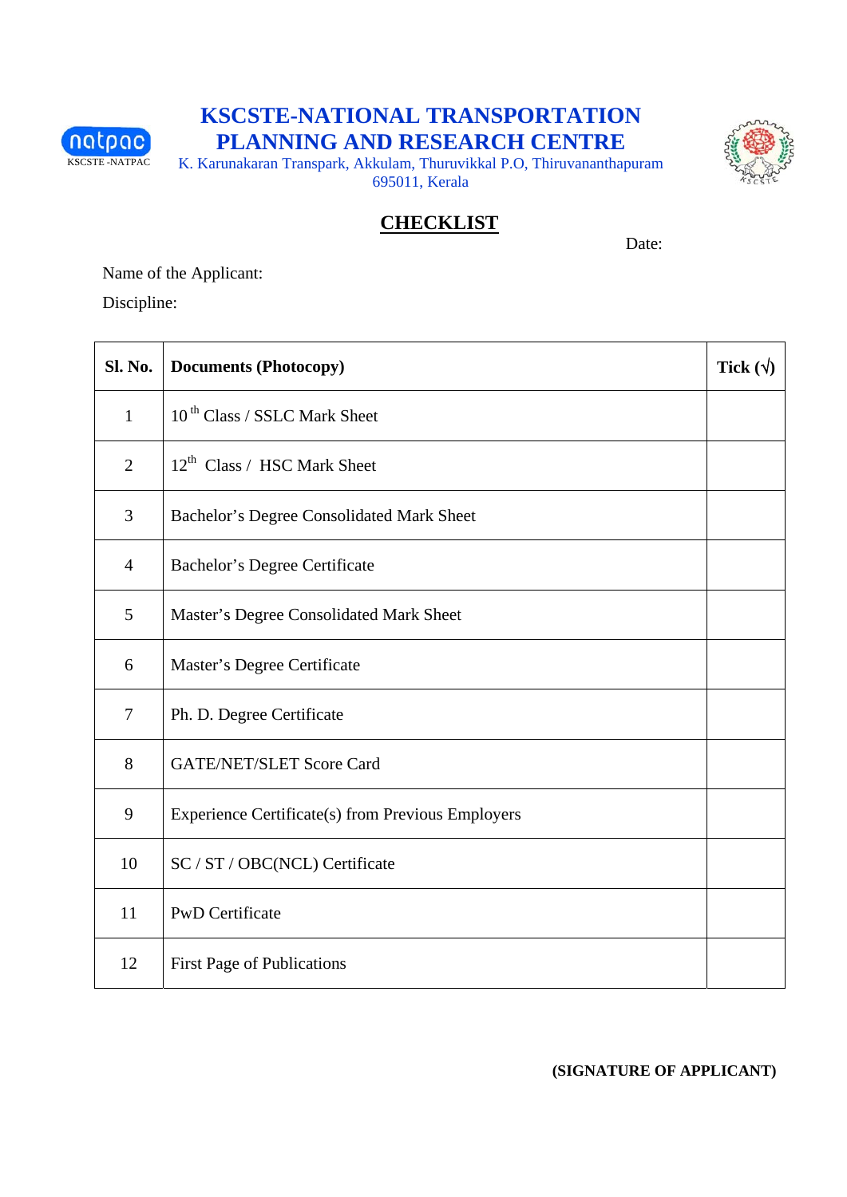KSCSTE -NATPAC

# KSCSTE-NATIONAL TRANSPORTATION PLANNING AND RESEARCH CENTRE

K. Karunakaran Transpark, Akkulam, Thuruvikkal P.O, Thiruvananthapuram 695011, Kerala

## CHECKLIST

Date:

Name of the Applicant:

Discipline:

| Sl. No. | Documents (Photocopy) | Tick (√) |
|---|---|---|
| 1 | 10 th Class / SSLC Mark Sheet | |
| 2 | 12th Class / HSC Mark Sheet | |
| 3 | Bachelor's Degree Consolidated Mark Sheet | |
| 4 | Bachelor's Degree Certificate | |
| 5 | Master's Degree Consolidated Mark Sheet | |
| 6 | Master's Degree Certificate | |
| 7 | Ph. D. Degree Certificate | |
| 8 | GATE/NET/SLET Score Card | |
| 9 | Experience Certificate(s) from Previous Employers | |
| 10 | SC / ST / OBC(NCL) Certificate | |
| 11 | PwD Certificate | |
| 12 | First Page of Publications | |

**(SIGNATURE OF APPLICANT)**